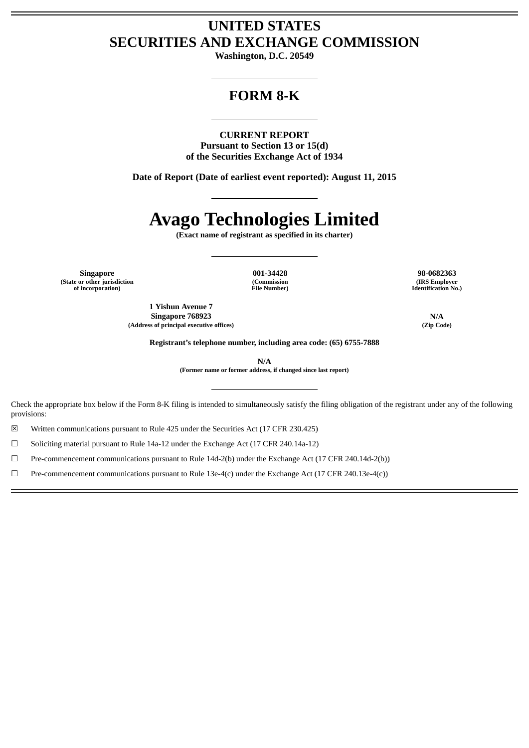# UNITED STATES
# SECURITIES AND EXCHANGE COMMISSION

**Washington, D.C. 20549**

---

# FORM 8-K

---

**CURRENT REPORT**
**Pursuant to Section 13 or 15(d)**
**of the Securities Exchange Act of 1934**

**Date of Report (Date of earliest event reported): August 11, 2015**

---

# Avago Technologies Limited

**(Exact name of registrant as specified in its charter)**

---

| Singapore | 001-34428 | 98-0682363 |
|---|---|---|
| (State or other jurisdiction of incorporation) | (Commission File Number) | (IRS Employer Identification No.) |

| 1 Yishun Avenue 7 Singapore 768923 | N/A |
|---|---|
| (Address of principal executive offices) | (Zip Code) |

**Registrant's telephone number, including area code: (65) 6755-7888**

**N/A**
**(Former name or former address, if changed since last report)**

---

Check the appropriate box below if the Form 8-K filing is intended to simultaneously satisfy the filing obligation of the registrant under any of the following provisions:

☒ Written communications pursuant to Rule 425 under the Securities Act (17 CFR 230.425)

☐ Soliciting material pursuant to Rule 14a-12 under the Exchange Act (17 CFR 240.14a-12)

☐ Pre-commencement communications pursuant to Rule 14d-2(b) under the Exchange Act (17 CFR 240.14d-2(b))

☐ Pre-commencement communications pursuant to Rule 13e-4(c) under the Exchange Act (17 CFR 240.13e-4(c))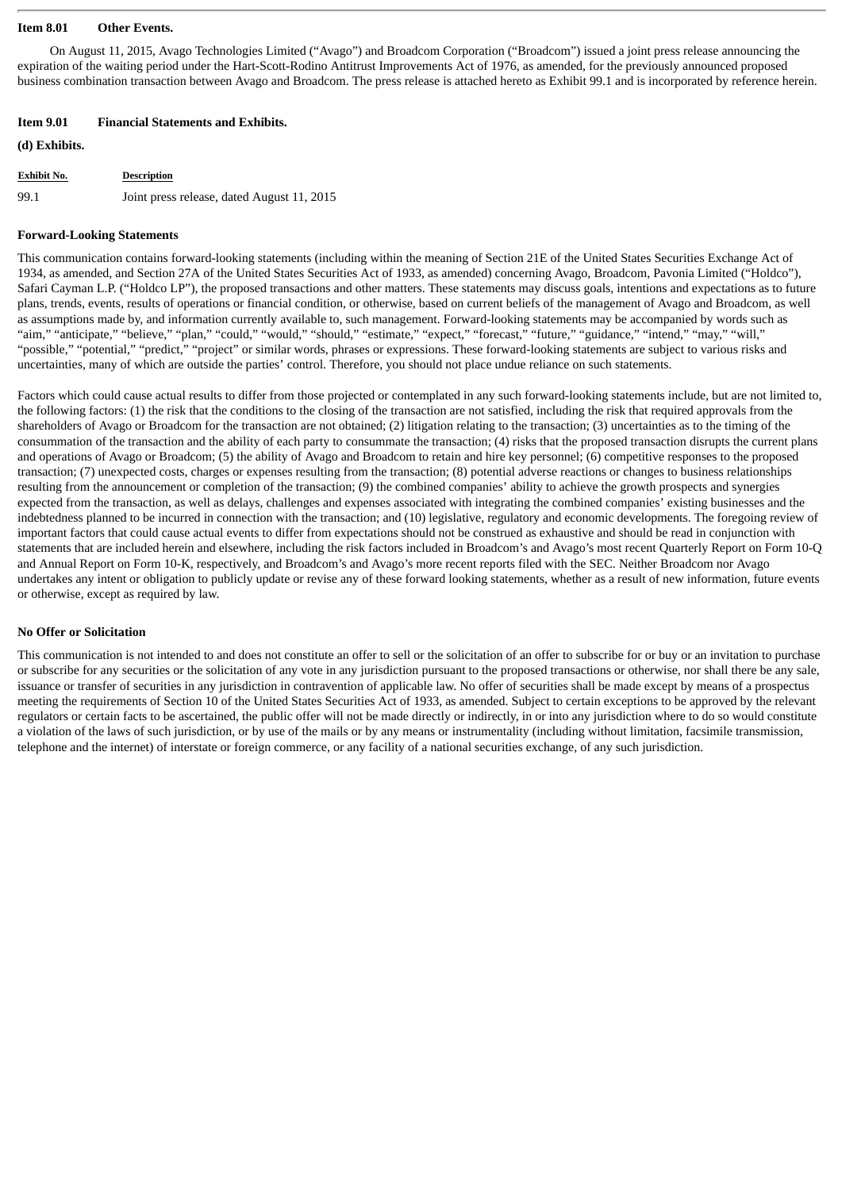**Item 8.01 Other Events.**

On August 11, 2015, Avago Technologies Limited ("Avago") and Broadcom Corporation ("Broadcom") issued a joint press release announcing the expiration of the waiting period under the Hart-Scott-Rodino Antitrust Improvements Act of 1976, as amended, for the previously announced proposed business combination transaction between Avago and Broadcom. The press release is attached hereto as Exhibit 99.1 and is incorporated by reference herein.

**Item 9.01 Financial Statements and Exhibits.**

**(d) Exhibits.**

| Exhibit No. | Description |
|---|---|
| 99.1 | Joint press release, dated August 11, 2015 |

**Forward-Looking Statements**

This communication contains forward-looking statements (including within the meaning of Section 21E of the United States Securities Exchange Act of 1934, as amended, and Section 27A of the United States Securities Act of 1933, as amended) concerning Avago, Broadcom, Pavonia Limited ("Holdco"), Safari Cayman L.P. ("Holdco LP"), the proposed transactions and other matters. These statements may discuss goals, intentions and expectations as to future plans, trends, events, results of operations or financial condition, or otherwise, based on current beliefs of the management of Avago and Broadcom, as well as assumptions made by, and information currently available to, such management. Forward-looking statements may be accompanied by words such as "aim," "anticipate," "believe," "plan," "could," "would," "should," "estimate," "expect," "forecast," "future," "guidance," "intend," "may," "will," "possible," "potential," "predict," "project" or similar words, phrases or expressions. These forward-looking statements are subject to various risks and uncertainties, many of which are outside the parties' control. Therefore, you should not place undue reliance on such statements.

Factors which could cause actual results to differ from those projected or contemplated in any such forward-looking statements include, but are not limited to, the following factors: (1) the risk that the conditions to the closing of the transaction are not satisfied, including the risk that required approvals from the shareholders of Avago or Broadcom for the transaction are not obtained; (2) litigation relating to the transaction; (3) uncertainties as to the timing of the consummation of the transaction and the ability of each party to consummate the transaction; (4) risks that the proposed transaction disrupts the current plans and operations of Avago or Broadcom; (5) the ability of Avago and Broadcom to retain and hire key personnel; (6) competitive responses to the proposed transaction; (7) unexpected costs, charges or expenses resulting from the transaction; (8) potential adverse reactions or changes to business relationships resulting from the announcement or completion of the transaction; (9) the combined companies' ability to achieve the growth prospects and synergies expected from the transaction, as well as delays, challenges and expenses associated with integrating the combined companies' existing businesses and the indebtedness planned to be incurred in connection with the transaction; and (10) legislative, regulatory and economic developments. The foregoing review of important factors that could cause actual events to differ from expectations should not be construed as exhaustive and should be read in conjunction with statements that are included herein and elsewhere, including the risk factors included in Broadcom's and Avago's most recent Quarterly Report on Form 10-Q and Annual Report on Form 10-K, respectively, and Broadcom's and Avago's more recent reports filed with the SEC. Neither Broadcom nor Avago undertakes any intent or obligation to publicly update or revise any of these forward looking statements, whether as a result of new information, future events or otherwise, except as required by law.

**No Offer or Solicitation**

This communication is not intended to and does not constitute an offer to sell or the solicitation of an offer to subscribe for or buy or an invitation to purchase or subscribe for any securities or the solicitation of any vote in any jurisdiction pursuant to the proposed transactions or otherwise, nor shall there be any sale, issuance or transfer of securities in any jurisdiction in contravention of applicable law. No offer of securities shall be made except by means of a prospectus meeting the requirements of Section 10 of the United States Securities Act of 1933, as amended. Subject to certain exceptions to be approved by the relevant regulators or certain facts to be ascertained, the public offer will not be made directly or indirectly, in or into any jurisdiction where to do so would constitute a violation of the laws of such jurisdiction, or by use of the mails or by any means or instrumentality (including without limitation, facsimile transmission, telephone and the internet) of interstate or foreign commerce, or any facility of a national securities exchange, of any such jurisdiction.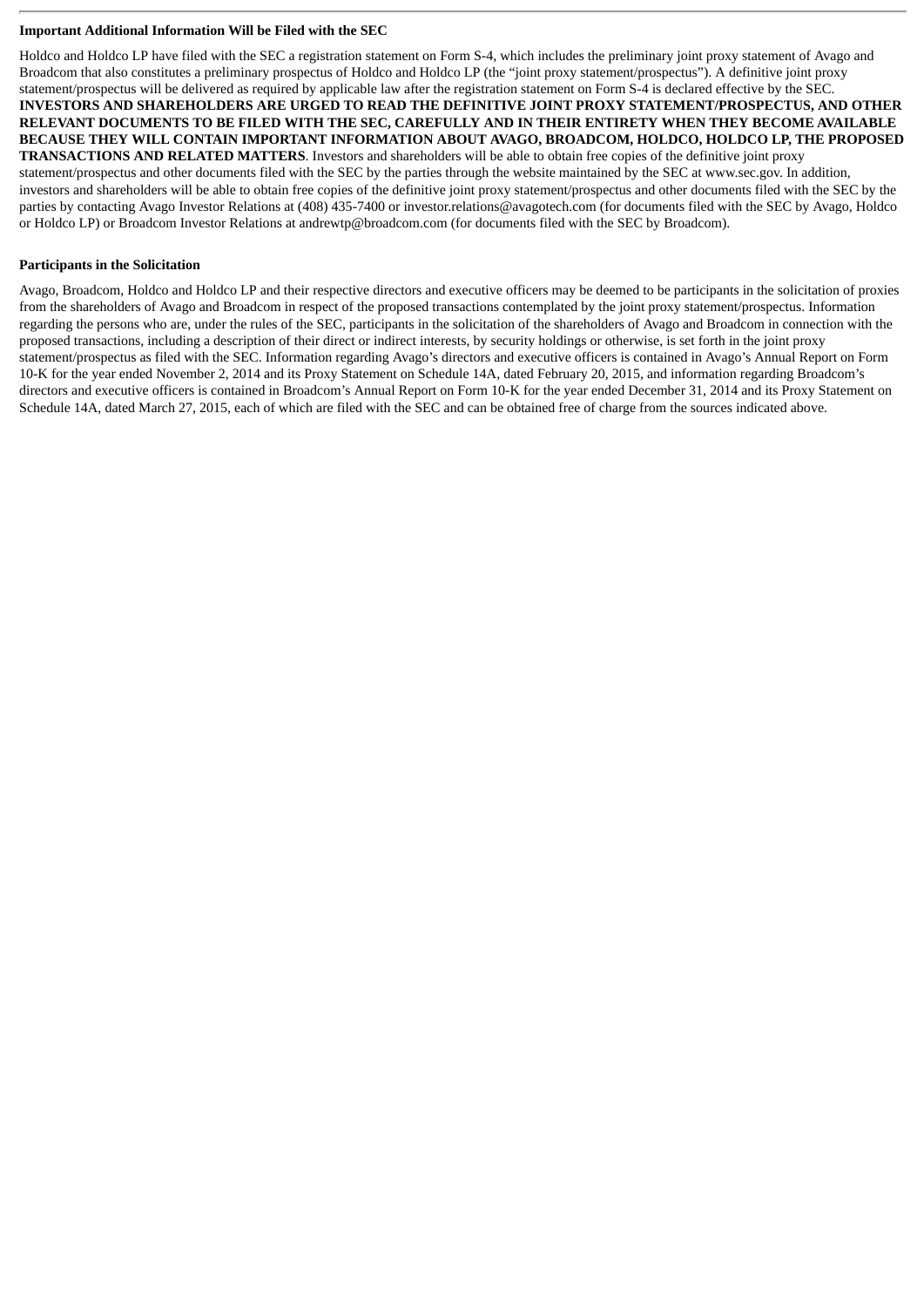**Important Additional Information Will be Filed with the SEC**

Holdco and Holdco LP have filed with the SEC a registration statement on Form S-4, which includes the preliminary joint proxy statement of Avago and Broadcom that also constitutes a preliminary prospectus of Holdco and Holdco LP (the "joint proxy statement/prospectus"). A definitive joint proxy statement/prospectus will be delivered as required by applicable law after the registration statement on Form S-4 is declared effective by the SEC. **INVESTORS AND SHAREHOLDERS ARE URGED TO READ THE DEFINITIVE JOINT PROXY STATEMENT/PROSPECTUS, AND OTHER RELEVANT DOCUMENTS TO BE FILED WITH THE SEC, CAREFULLY AND IN THEIR ENTIRETY WHEN THEY BECOME AVAILABLE BECAUSE THEY WILL CONTAIN IMPORTANT INFORMATION ABOUT AVAGO, BROADCOM, HOLDCO, HOLDCO LP, THE PROPOSED TRANSACTIONS AND RELATED MATTERS**. Investors and shareholders will be able to obtain free copies of the definitive joint proxy statement/prospectus and other documents filed with the SEC by the parties through the website maintained by the SEC at www.sec.gov. In addition, investors and shareholders will be able to obtain free copies of the definitive joint proxy statement/prospectus and other documents filed with the SEC by the parties by contacting Avago Investor Relations at (408) 435-7400 or investor.relations@avagotech.com (for documents filed with the SEC by Avago, Holdco or Holdco LP) or Broadcom Investor Relations at andrewtp@broadcom.com (for documents filed with the SEC by Broadcom).

**Participants in the Solicitation**

Avago, Broadcom, Holdco and Holdco LP and their respective directors and executive officers may be deemed to be participants in the solicitation of proxies from the shareholders of Avago and Broadcom in respect of the proposed transactions contemplated by the joint proxy statement/prospectus. Information regarding the persons who are, under the rules of the SEC, participants in the solicitation of the shareholders of Avago and Broadcom in connection with the proposed transactions, including a description of their direct or indirect interests, by security holdings or otherwise, is set forth in the joint proxy statement/prospectus as filed with the SEC. Information regarding Avago's directors and executive officers is contained in Avago's Annual Report on Form 10-K for the year ended November 2, 2014 and its Proxy Statement on Schedule 14A, dated February 20, 2015, and information regarding Broadcom's directors and executive officers is contained in Broadcom's Annual Report on Form 10-K for the year ended December 31, 2014 and its Proxy Statement on Schedule 14A, dated March 27, 2015, each of which are filed with the SEC and can be obtained free of charge from the sources indicated above.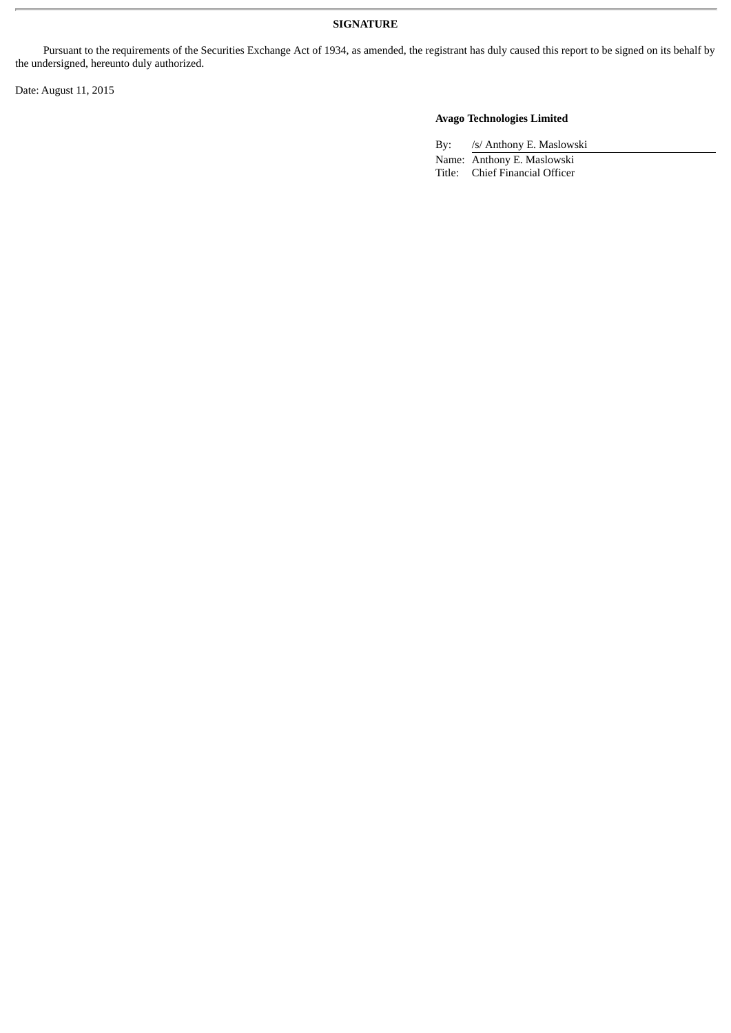**SIGNATURE**

Pursuant to the requirements of the Securities Exchange Act of 1934, as amended, the registrant has duly caused this report to be signed on its behalf by the undersigned, hereunto duly authorized.

Date: August 11, 2015

**Avago Technologies Limited**

By: /s/ Anthony E. Maslowski

Name: Anthony E. Maslowski

Title: Chief Financial Officer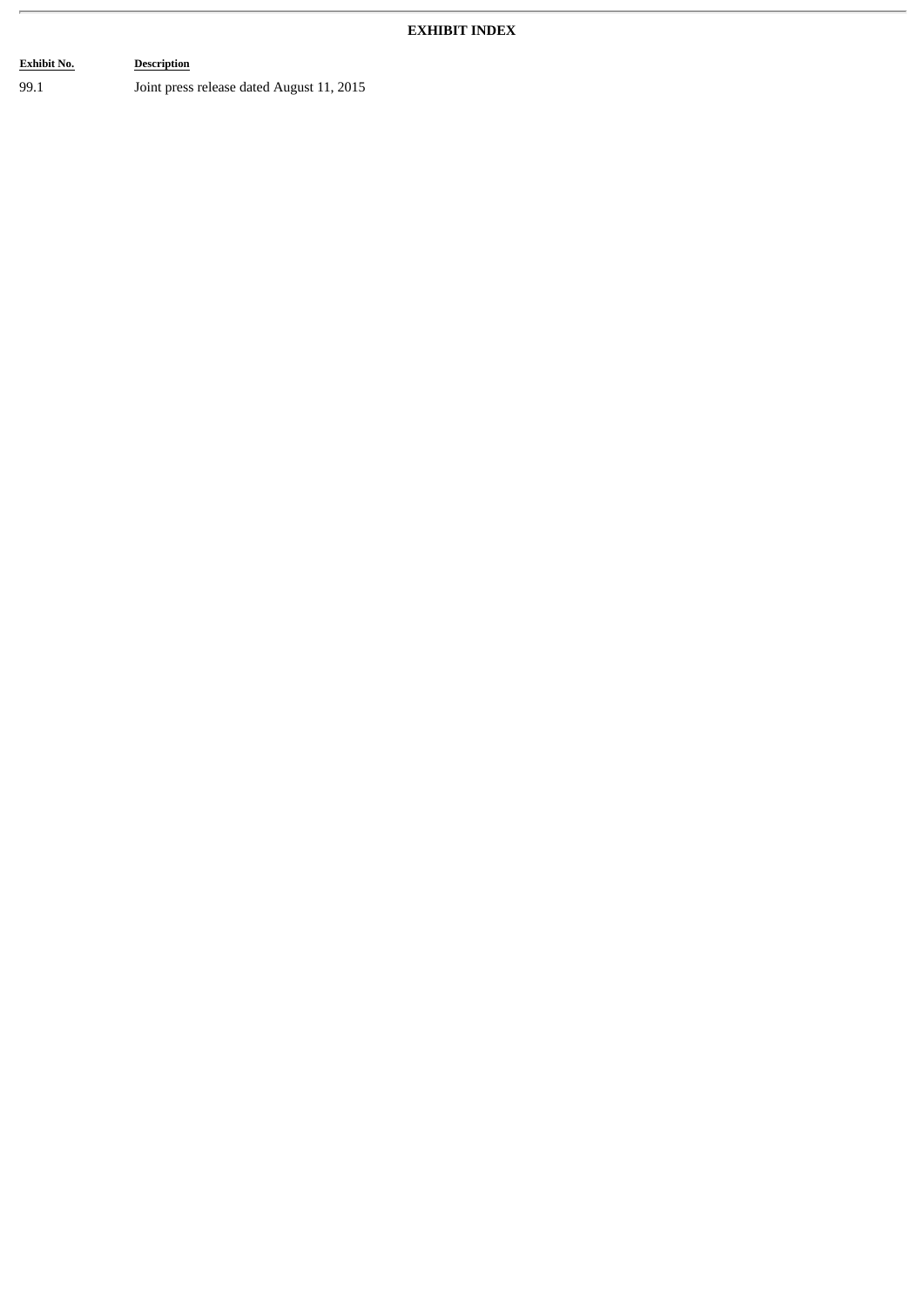## EXHIBIT INDEX

| Exhibit No. | Description |
| --- | --- |
| 99.1 | Joint press release dated August 11, 2015 |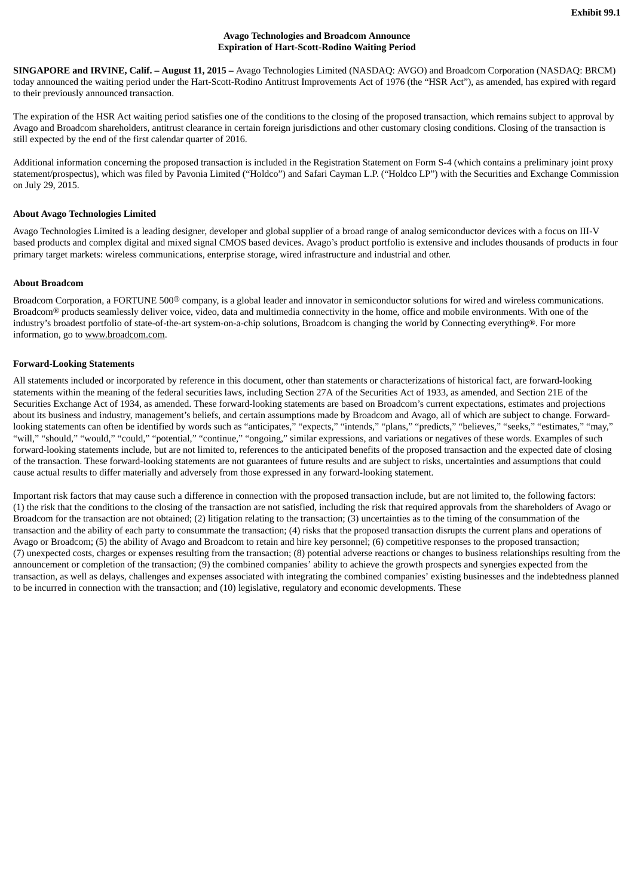**Exhibit 99.1**

**Avago Technologies and Broadcom Announce**
**Expiration of Hart-Scott-Rodino Waiting Period**

**SINGAPORE and IRVINE, Calif. – August 11, 2015 –** Avago Technologies Limited (NASDAQ: AVGO) and Broadcom Corporation (NASDAQ: BRCM) today announced the waiting period under the Hart-Scott-Rodino Antitrust Improvements Act of 1976 (the "HSR Act"), as amended, has expired with regard to their previously announced transaction.

The expiration of the HSR Act waiting period satisfies one of the conditions to the closing of the proposed transaction, which remains subject to approval by Avago and Broadcom shareholders, antitrust clearance in certain foreign jurisdictions and other customary closing conditions. Closing of the transaction is still expected by the end of the first calendar quarter of 2016.

Additional information concerning the proposed transaction is included in the Registration Statement on Form S-4 (which contains a preliminary joint proxy statement/prospectus), which was filed by Pavonia Limited ("Holdco") and Safari Cayman L.P. ("Holdco LP") with the Securities and Exchange Commission on July 29, 2015.

**About Avago Technologies Limited**

Avago Technologies Limited is a leading designer, developer and global supplier of a broad range of analog semiconductor devices with a focus on III-V based products and complex digital and mixed signal CMOS based devices. Avago's product portfolio is extensive and includes thousands of products in four primary target markets: wireless communications, enterprise storage, wired infrastructure and industrial and other.

**About Broadcom**

Broadcom Corporation, a FORTUNE 500® company, is a global leader and innovator in semiconductor solutions for wired and wireless communications. Broadcom® products seamlessly deliver voice, video, data and multimedia connectivity in the home, office and mobile environments. With one of the industry's broadest portfolio of state-of-the-art system-on-a-chip solutions, Broadcom is changing the world by Connecting everything®. For more information, go to www.broadcom.com.

**Forward-Looking Statements**

All statements included or incorporated by reference in this document, other than statements or characterizations of historical fact, are forward-looking statements within the meaning of the federal securities laws, including Section 27A of the Securities Act of 1933, as amended, and Section 21E of the Securities Exchange Act of 1934, as amended. These forward-looking statements are based on Broadcom's current expectations, estimates and projections about its business and industry, management's beliefs, and certain assumptions made by Broadcom and Avago, all of which are subject to change. Forward-looking statements can often be identified by words such as "anticipates," "expects," "intends," "plans," "predicts," "believes," "seeks," "estimates," "may," "will," "should," "would," "could," "potential," "continue," "ongoing," similar expressions, and variations or negatives of these words. Examples of such forward-looking statements include, but are not limited to, references to the anticipated benefits of the proposed transaction and the expected date of closing of the transaction. These forward-looking statements are not guarantees of future results and are subject to risks, uncertainties and assumptions that could cause actual results to differ materially and adversely from those expressed in any forward-looking statement.

Important risk factors that may cause such a difference in connection with the proposed transaction include, but are not limited to, the following factors: (1) the risk that the conditions to the closing of the transaction are not satisfied, including the risk that required approvals from the shareholders of Avago or Broadcom for the transaction are not obtained; (2) litigation relating to the transaction; (3) uncertainties as to the timing of the consummation of the transaction and the ability of each party to consummate the transaction; (4) risks that the proposed transaction disrupts the current plans and operations of Avago or Broadcom; (5) the ability of Avago and Broadcom to retain and hire key personnel; (6) competitive responses to the proposed transaction; (7) unexpected costs, charges or expenses resulting from the transaction; (8) potential adverse reactions or changes to business relationships resulting from the announcement or completion of the transaction; (9) the combined companies' ability to achieve the growth prospects and synergies expected from the transaction, as well as delays, challenges and expenses associated with integrating the combined companies' existing businesses and the indebtedness planned to be incurred in connection with the transaction; and (10) legislative, regulatory and economic developments. These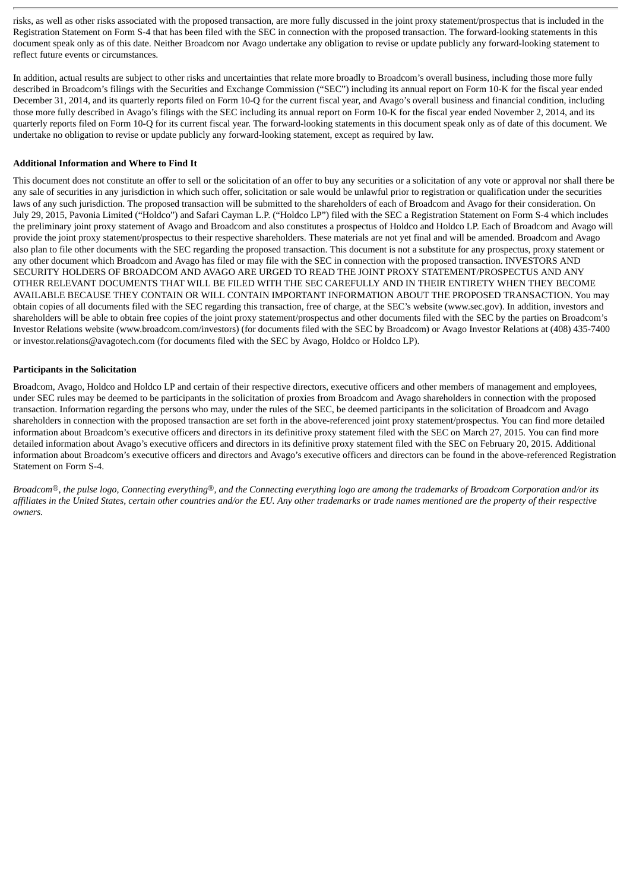risks, as well as other risks associated with the proposed transaction, are more fully discussed in the joint proxy statement/prospectus that is included in the Registration Statement on Form S-4 that has been filed with the SEC in connection with the proposed transaction. The forward-looking statements in this document speak only as of this date. Neither Broadcom nor Avago undertake any obligation to revise or update publicly any forward-looking statement to reflect future events or circumstances.

In addition, actual results are subject to other risks and uncertainties that relate more broadly to Broadcom's overall business, including those more fully described in Broadcom's filings with the Securities and Exchange Commission ("SEC") including its annual report on Form 10-K for the fiscal year ended December 31, 2014, and its quarterly reports filed on Form 10-Q for the current fiscal year, and Avago's overall business and financial condition, including those more fully described in Avago's filings with the SEC including its annual report on Form 10-K for the fiscal year ended November 2, 2014, and its quarterly reports filed on Form 10-Q for its current fiscal year. The forward-looking statements in this document speak only as of date of this document. We undertake no obligation to revise or update publicly any forward-looking statement, except as required by law.

**Additional Information and Where to Find It**

This document does not constitute an offer to sell or the solicitation of an offer to buy any securities or a solicitation of any vote or approval nor shall there be any sale of securities in any jurisdiction in which such offer, solicitation or sale would be unlawful prior to registration or qualification under the securities laws of any such jurisdiction. The proposed transaction will be submitted to the shareholders of each of Broadcom and Avago for their consideration. On July 29, 2015, Pavonia Limited ("Holdco") and Safari Cayman L.P. ("Holdco LP") filed with the SEC a Registration Statement on Form S-4 which includes the preliminary joint proxy statement of Avago and Broadcom and also constitutes a prospectus of Holdco and Holdco LP. Each of Broadcom and Avago will provide the joint proxy statement/prospectus to their respective shareholders. These materials are not yet final and will be amended. Broadcom and Avago also plan to file other documents with the SEC regarding the proposed transaction. This document is not a substitute for any prospectus, proxy statement or any other document which Broadcom and Avago has filed or may file with the SEC in connection with the proposed transaction. INVESTORS AND SECURITY HOLDERS OF BROADCOM AND AVAGO ARE URGED TO READ THE JOINT PROXY STATEMENT/PROSPECTUS AND ANY OTHER RELEVANT DOCUMENTS THAT WILL BE FILED WITH THE SEC CAREFULLY AND IN THEIR ENTIRETY WHEN THEY BECOME AVAILABLE BECAUSE THEY CONTAIN OR WILL CONTAIN IMPORTANT INFORMATION ABOUT THE PROPOSED TRANSACTION. You may obtain copies of all documents filed with the SEC regarding this transaction, free of charge, at the SEC's website (www.sec.gov). In addition, investors and shareholders will be able to obtain free copies of the joint proxy statement/prospectus and other documents filed with the SEC by the parties on Broadcom's Investor Relations website (www.broadcom.com/investors) (for documents filed with the SEC by Broadcom) or Avago Investor Relations at (408) 435-7400 or investor.relations@avagotech.com (for documents filed with the SEC by Avago, Holdco or Holdco LP).

**Participants in the Solicitation**

Broadcom, Avago, Holdco and Holdco LP and certain of their respective directors, executive officers and other members of management and employees, under SEC rules may be deemed to be participants in the solicitation of proxies from Broadcom and Avago shareholders in connection with the proposed transaction. Information regarding the persons who may, under the rules of the SEC, be deemed participants in the solicitation of Broadcom and Avago shareholders in connection with the proposed transaction are set forth in the above-referenced joint proxy statement/prospectus. You can find more detailed information about Broadcom's executive officers and directors in its definitive proxy statement filed with the SEC on March 27, 2015. You can find more detailed information about Avago's executive officers and directors in its definitive proxy statement filed with the SEC on February 20, 2015. Additional information about Broadcom's executive officers and directors and Avago's executive officers and directors can be found in the above-referenced Registration Statement on Form S-4.

*Broadcom®, the pulse logo, Connecting everything®, and the Connecting everything logo are among the trademarks of Broadcom Corporation and/or its affiliates in the United States, certain other countries and/or the EU. Any other trademarks or trade names mentioned are the property of their respective owners.*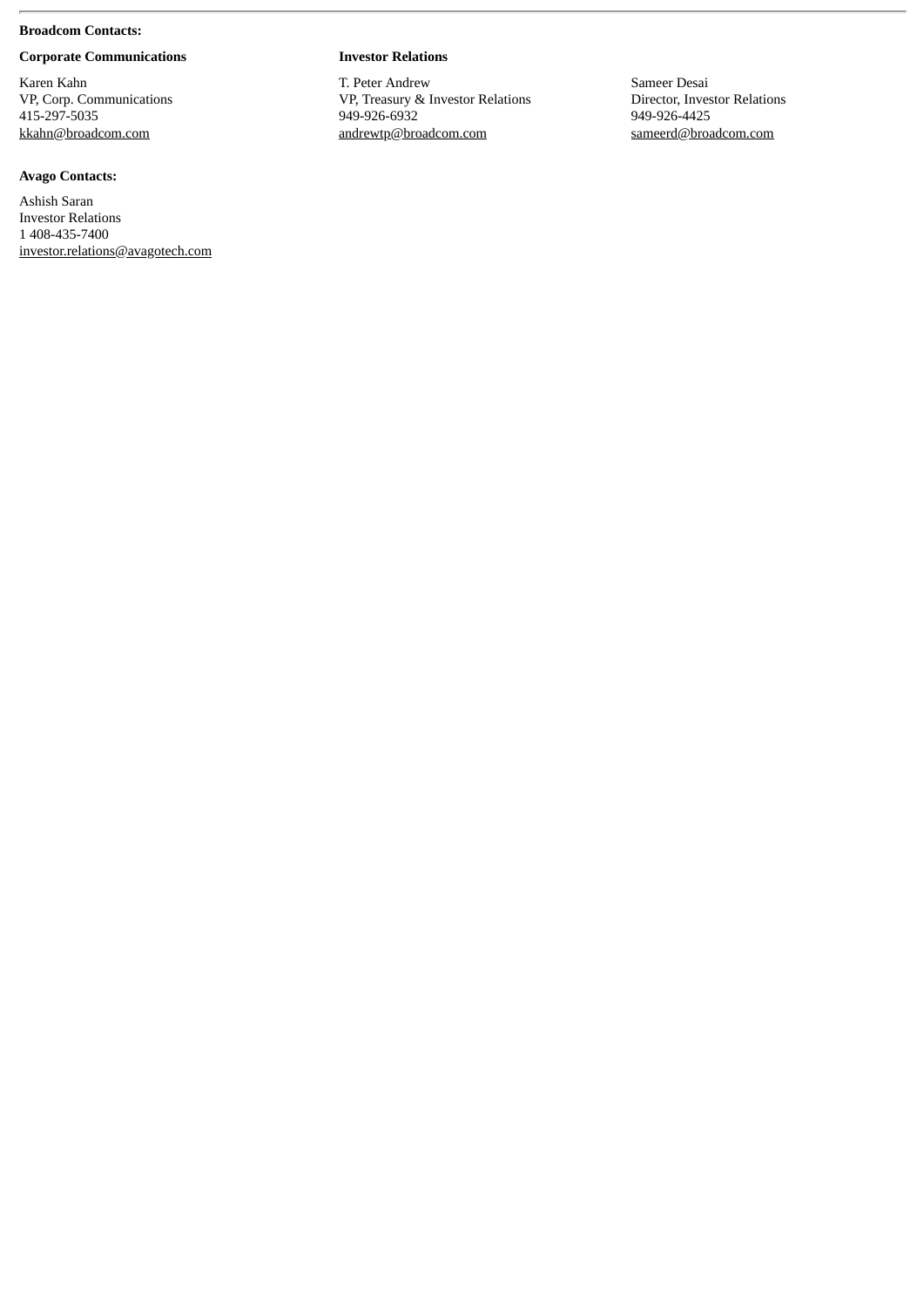**Broadcom Contacts:**

**Corporate Communications**

Karen Kahn
VP, Corp. Communications
415-297-5035
kkahn@broadcom.com

**Investor Relations**

T. Peter Andrew
VP, Treasury & Investor Relations
949-926-6932
andrewtp@broadcom.com

Sameer Desai
Director, Investor Relations
949-926-4425
sameerd@broadcom.com

**Avago Contacts:**

Ashish Saran
Investor Relations
1 408-435-7400
investor.relations@avagotech.com